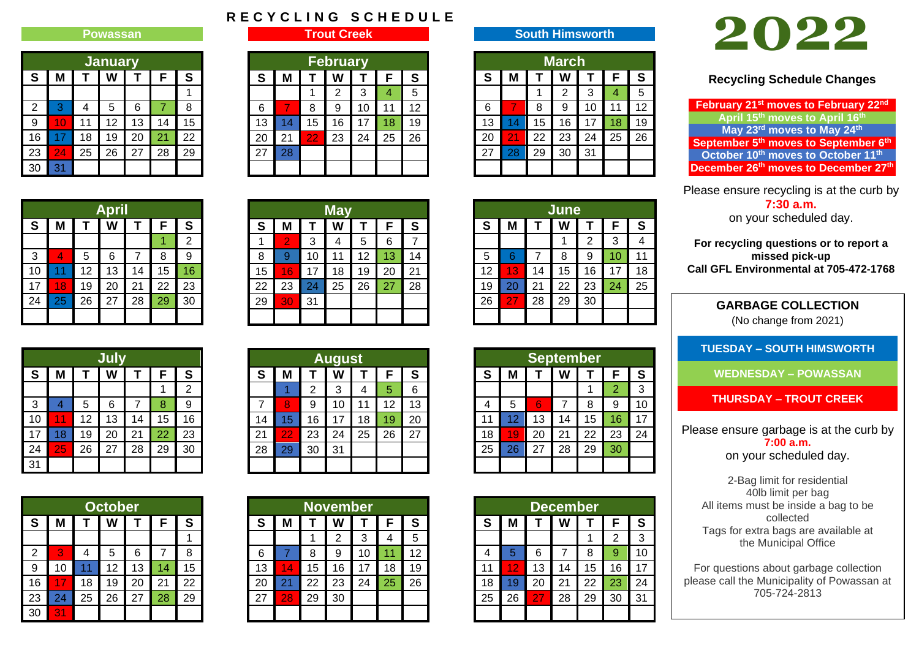# RECYCLING SCHEDULE

**Powassan** | **Trout Creek** | **South Himsworth**

# 2022

### January

| S | M | T | W | T | F | S |
|---|---|---|---|---|---|---|
| | | | | | | 1 |
| 2 | 3 | 4 | 5 | 6 | 7 | 8 |
| 9 | 10 | 11 | 12 | 13 | 14 | 15 |
| 16 | 17 | 18 | 19 | 20 | 21 | 22 |
| 23 | 24 | 25 | 26 | 27 | 28 | 29 |
| 30 | 31 | | | | | |

### February

| S | M | T | W | T | F | S |
|---|---|---|---|---|---|---|
| | | 1 | 2 | 3 | 4 | 5 |
| 6 | 7 | 8 | 9 | 10 | 11 | 12 |
| 13 | 14 | 15 | 16 | 17 | 18 | 19 |
| 20 | 21 | 22 | 23 | 24 | 25 | 26 |
| 27 | 28 | | | | | |

### March

| S | M | T | W | T | F | S |
|---|---|---|---|---|---|---|
| | | 1 | 2 | 3 | 4 | 5 |
| 6 | 7 | 8 | 9 | 10 | 11 | 12 |
| 13 | 14 | 15 | 16 | 17 | 18 | 19 |
| 20 | 21 | 22 | 23 | 24 | 25 | 26 |
| 27 | 28 | 29 | 30 | 31 | | |

### April

| S | M | T | W | T | F | S |
|---|---|---|---|---|---|---|
| | | | | | 1 | 2 |
| 3 | 4 | 5 | 6 | 7 | 8 | 9 |
| 10 | 11 | 12 | 13 | 14 | 15 | 16 |
| 17 | 18 | 19 | 20 | 21 | 22 | 23 |
| 24 | 25 | 26 | 27 | 28 | 29 | 30 |

### May

| S | M | T | W | T | F | S |
|---|---|---|---|---|---|---|
| 1 | 2 | 3 | 4 | 5 | 6 | 7 |
| 8 | 9 | 10 | 11 | 12 | 13 | 14 |
| 15 | 16 | 17 | 18 | 19 | 20 | 21 |
| 22 | 23 | 24 | 25 | 26 | 27 | 28 |
| 29 | 30 | 31 | | | | |

### June

| S | M | T | W | T | F | S |
|---|---|---|---|---|---|---|
| | | | 1 | 2 | 3 | 4 |
| 5 | 6 | 7 | 8 | 9 | 10 | 11 |
| 12 | 13 | 14 | 15 | 16 | 17 | 18 |
| 19 | 20 | 21 | 22 | 23 | 24 | 25 |
| 26 | 27 | 28 | 29 | 30 | | |

### July

| S | M | T | W | T | F | S |
|---|---|---|---|---|---|---|
| | | | | | 1 | 2 |
| 3 | 4 | 5 | 6 | 7 | 8 | 9 |
| 10 | 11 | 12 | 13 | 14 | 15 | 16 |
| 17 | 18 | 19 | 20 | 21 | 22 | 23 |
| 24 | 25 | 26 | 27 | 28 | 29 | 30 |
| 31 | | | | | | |

### August

| S | M | T | W | T | F | S |
|---|---|---|---|---|---|---|
| | 1 | 2 | 3 | 4 | 5 | 6 |
| 7 | 8 | 9 | 10 | 11 | 12 | 13 |
| 14 | 15 | 16 | 17 | 18 | 19 | 20 |
| 21 | 22 | 23 | 24 | 25 | 26 | 27 |
| 28 | 29 | 30 | 31 | | | |

### September

| S | M | T | W | T | F | S |
|---|---|---|---|---|---|---|
| | | | | 1 | 2 | 3 |
| 4 | 5 | 6 | 7 | 8 | 9 | 10 |
| 11 | 12 | 13 | 14 | 15 | 16 | 17 |
| 18 | 19 | 20 | 21 | 22 | 23 | 24 |
| 25 | 26 | 27 | 28 | 29 | 30 | |

### October

| S | M | T | W | T | F | S |
|---|---|---|---|---|---|---|
| | | | | | | 1 |
| 2 | 3 | 4 | 5 | 6 | 7 | 8 |
| 9 | 10 | 11 | 12 | 13 | 14 | 15 |
| 16 | 17 | 18 | 19 | 20 | 21 | 22 |
| 23 | 24 | 25 | 26 | 27 | 28 | 29 |
| 30 | 31 | | | | | |

### November

| S | M | T | W | T | F | S |
|---|---|---|---|---|---|---|
| | | 1 | 2 | 3 | 4 | 5 |
| 6 | 7 | 8 | 9 | 10 | 11 | 12 |
| 13 | 14 | 15 | 16 | 17 | 18 | 19 |
| 20 | 21 | 22 | 23 | 24 | 25 | 26 |
| 27 | 28 | 29 | 30 | | | |

### December

| S | M | T | W | T | F | S |
|---|---|---|---|---|---|---|
| | | | | 1 | 2 | 3 |
| 4 | 5 | 6 | 7 | 8 | 9 | 10 |
| 11 | 12 | 13 | 14 | 15 | 16 | 17 |
| 18 | 19 | 20 | 21 | 22 | 23 | 24 |
| 25 | 26 | 27 | 28 | 29 | 30 | 31 |

## Recycling Schedule Changes

- February 21st moves to February 22nd
- April 15th moves to April 16th
- May 23rd moves to May 24th
- September 5th moves to September 6th
- October 10th moves to October 11th
- December 26th moves to December 27th

Please ensure recycling is at the curb by **7:30 a.m.** on your scheduled day.

**For recycling questions or to report a missed pick-up Call GFL Environmental at 705-472-1768**

## GARBAGE COLLECTION

(No change from 2021)

**TUESDAY – SOUTH HIMSWORTH**

**WEDNESDAY – POWASSAN**

**THURSDAY – TROUT CREEK**

Please ensure garbage is at the curb by **7:00 a.m.** on your scheduled day.

2-Bag limit for residential
40lb limit per bag
All items must be inside a bag to be collected
Tags for extra bags are available at the Municipal Office

For questions about garbage collection please call the Municipality of Powassan at 705-724-2813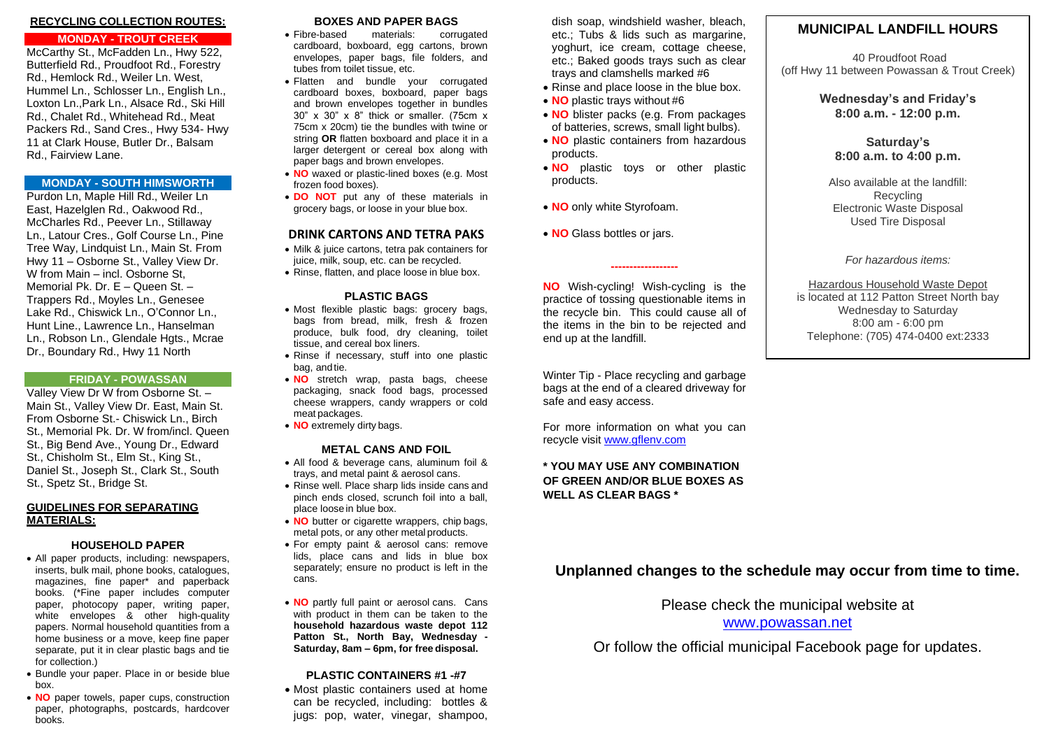## RECYCLING COLLECTION ROUTES:

### MONDAY - TROUT CREEK

McCarthy St., McFadden Ln., Hwy 522, Butterfield Rd., Proudfoot Rd., Forestry Rd., Hemlock Rd., Weiler Ln. West, Hummel Ln., Schlosser Ln., English Ln., Loxton Ln.,Park Ln., Alsace Rd., Ski Hill Rd., Chalet Rd., Whitehead Rd., Meat Packers Rd., Sand Cres., Hwy 534- Hwy 11 at Clark House, Butler Dr., Balsam Rd., Fairview Lane.

### MONDAY - SOUTH HIMSWORTH

Purdon Ln, Maple Hill Rd., Weiler Ln East, Hazelglen Rd., Oakwood Rd., McCharles Rd., Peever Ln., Stillaway Ln., Latour Cres., Golf Course Ln., Pine Tree Way, Lindquist Ln., Main St. From Hwy 11 – Osborne St., Valley View Dr. W from Main – incl. Osborne St, Memorial Pk. Dr. E – Queen St. – Trappers Rd., Moyles Ln., Genesee Lake Rd., Chiswick Ln., O'Connor Ln., Hunt Line., Lawrence Ln., Hanselman Ln., Robson Ln., Glendale Hgts., Mcrae Dr., Boundary Rd., Hwy 11 North

### FRIDAY - POWASSAN

Valley View Dr W from Osborne St. – Main St., Valley View Dr. East, Main St. From Osborne St.- Chiswick Ln., Birch St., Memorial Pk. Dr. W from/incl. Queen St., Big Bend Ave., Young Dr., Edward St., Chisholm St., Elm St., King St., Daniel St., Joseph St., Clark St., South St., Spetz St., Bridge St.

## GUIDELINES FOR SEPARATING MATERIALS:

### HOUSEHOLD PAPER

- All paper products, including: newspapers, inserts, bulk mail, phone books, catalogues, magazines, fine paper* and paperback books. (*Fine paper includes computer paper, photocopy paper, writing paper, white envelopes & other high-quality papers. Normal household quantities from a home business or a move, keep fine paper separate, put it in clear plastic bags and tie for collection.)
- Bundle your paper. Place in or beside blue box.
- **NO** paper towels, paper cups, construction paper, photographs, postcards, hardcover books.

### BOXES AND PAPER BAGS

- Fibre-based materials: corrugated cardboard, boxboard, egg cartons, brown envelopes, paper bags, file folders, and tubes from toilet tissue, etc.
- Flatten and bundle your corrugated cardboard boxes, boxboard, paper bags and brown envelopes together in bundles 30" x 30" x 8" thick or smaller. (75cm x 75cm x 20cm) tie the bundles with twine or string **OR** flatten boxboard and place it in a larger detergent or cereal box along with paper bags and brown envelopes.
- **NO** waxed or plastic-lined boxes (e.g. Most frozen food boxes).
- **DO NOT** put any of these materials in grocery bags, or loose in your blue box.

### DRINK CARTONS AND TETRA PAKS

- Milk & juice cartons, tetra pak containers for juice, milk, soup, etc. can be recycled.
- Rinse, flatten, and place loose in blue box.

### PLASTIC BAGS

- Most flexible plastic bags: grocery bags, bags from bread, milk, fresh & frozen produce, bulk food, dry cleaning, toilet tissue, and cereal box liners.
- Rinse if necessary, stuff into one plastic bag, and tie.
- **NO** stretch wrap, pasta bags, cheese packaging, snack food bags, processed cheese wrappers, candy wrappers or cold meat packages.
- **NO** extremely dirty bags.

### METAL CANS AND FOIL

- All food & beverage cans, aluminum foil & trays, and metal paint & aerosol cans.
- Rinse well. Place sharp lids inside cans and pinch ends closed, scrunch foil into a ball, place loose in blue box.
- **NO** butter or cigarette wrappers, chip bags, metal pots, or any other metal products.
- For empty paint & aerosol cans: remove lids, place cans and lids in blue box separately; ensure no product is left in the cans.
- **NO** partly full paint or aerosol cans. Cans with product in them can be taken to the **household hazardous waste depot 112 Patton St., North Bay, Wednesday - Saturday, 8am – 6pm, for free disposal.**

### PLASTIC CONTAINERS #1 -#7

- Most plastic containers used at home can be recycled, including: bottles & jugs: pop, water, vinegar, shampoo, dish soap, windshield washer, bleach, etc.; Tubs & lids such as margarine, yoghurt, ice cream, cottage cheese, etc.; Baked goods trays such as clear trays and clamshells marked #6
- Rinse and place loose in the blue box.
- **NO** plastic trays without #6
- **NO** blister packs (e.g. From packages of batteries, screws, small light bulbs).
- **NO** plastic containers from hazardous products.
- **NO** plastic toys or other plastic products.
- **NO** only white Styrofoam.
- **NO** Glass bottles or jars.

------------------

**NO** Wish-cycling! Wish-cycling is the practice of tossing questionable items in the recycle bin. This could cause all of the items in the bin to be rejected and end up at the landfill.

Winter Tip - Place recycling and garbage bags at the end of a cleared driveway for safe and easy access.

For more information on what you can recycle visit www.gflenv.com

**\* YOU MAY USE ANY COMBINATION OF GREEN AND/OR BLUE BOXES AS WELL AS CLEAR BAGS \***

## MUNICIPAL LANDFILL HOURS

40 Proudfoot Road
(off Hwy 11 between Powassan & Trout Creek)

**Wednesday's and Friday's**
**8:00 a.m. - 12:00 p.m.**

**Saturday's**
**8:00 a.m. to 4:00 p.m.**

Also available at the landfill:
Recycling
Electronic Waste Disposal
Used Tire Disposal

*For hazardous items:*

Hazardous Household Waste Depot
is located at 112 Patton Street North bay
Wednesday to Saturday
8:00 am - 6:00 pm
Telephone: (705) 474-0400 ext:2333

## Unplanned changes to the schedule may occur from time to time.

Please check the municipal website at
www.powassan.net

Or follow the official municipal Facebook page for updates.